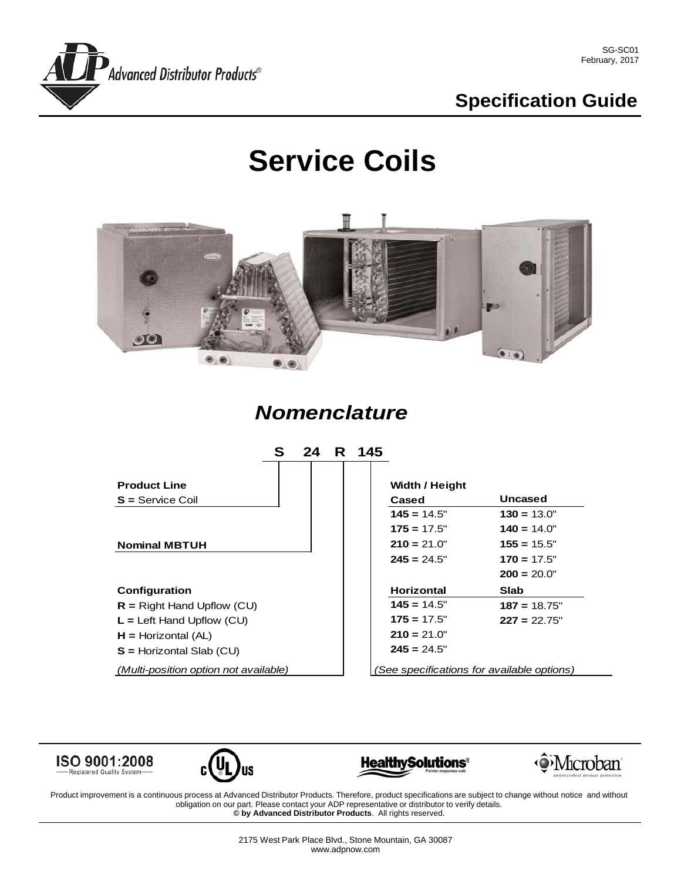SG-SC01
February, 2017

# Specification Guide

# Service Coils

## *Nomenclature*

**S 24 R 145**

**Product Line**
**S =** Service Coil

**Nominal MBTUH**

**Configuration**
**R =** Right Hand Upflow (CU)
**L =** Left Hand Upflow (CU)
**H =** Horizontal (AL)
**S =** Horizontal Slab (CU)
*(Multi-position option not available)*

**Width / Height**

| Cased | Uncased |
|---|---|
| **145 =** 14.5" | **130 =** 13.0" |
| **175 =** 17.5" | **140 =** 14.0" |
| **210 =** 21.0" | **155 =** 15.5" |
| **245 =** 24.5" | **170 =** 17.5" |
| | **200 =** 20.0" |

| Horizontal | Slab |
|---|---|
| **145 =** 14.5" | **187 =** 18.75" |
| **175 =** 17.5" | **227 =** 22.75" |
| **210 =** 21.0" | |
| **245 =** 24.5" | |

*(See specifications for available options)*

ISO 9001:2008 Registered Quality System

Product improvement is a continuous process at Advanced Distributor Products. Therefore, product specifications are subject to change without notice and without obligation on our part. Please contact your ADP representative or distributor to verify details.
**© by Advanced Distributor Products**. All rights reserved.

2175 West Park Place Blvd., Stone Mountain, GA 30087
www.adpnow.com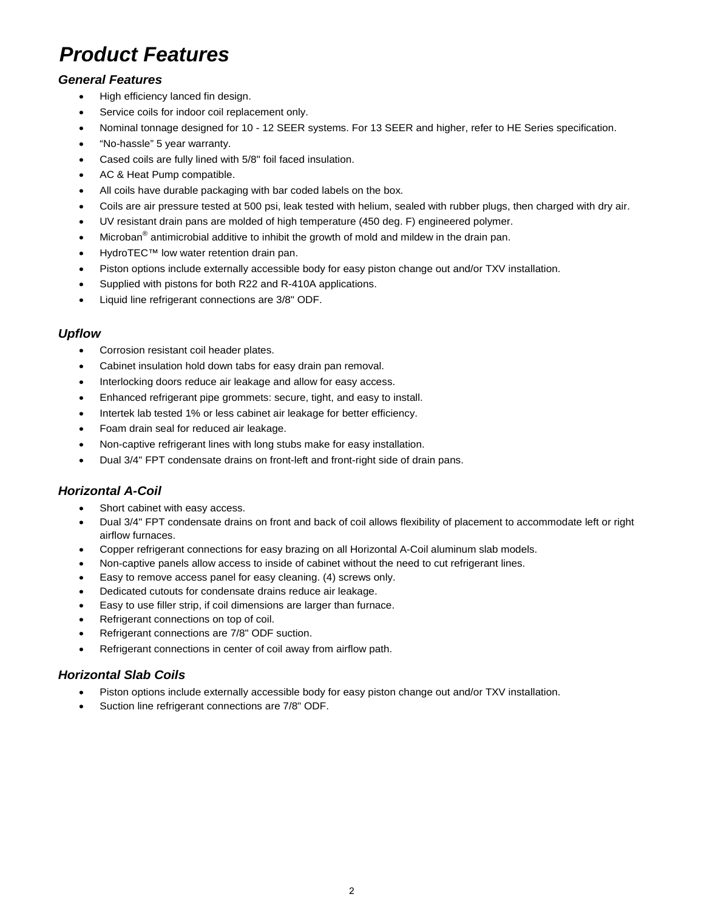# *Product Features*

### *General Features*

- High efficiency lanced fin design.
- Service coils for indoor coil replacement only.
- Nominal tonnage designed for 10 - 12 SEER systems. For 13 SEER and higher, refer to HE Series specification.
- "No-hassle" 5 year warranty.
- Cased coils are fully lined with 5/8" foil faced insulation.
- AC & Heat Pump compatible.
- All coils have durable packaging with bar coded labels on the box.
- Coils are air pressure tested at 500 psi, leak tested with helium, sealed with rubber plugs, then charged with dry air.
- UV resistant drain pans are molded of high temperature (450 deg. F) engineered polymer.
- Microban® antimicrobial additive to inhibit the growth of mold and mildew in the drain pan.
- HydroTEC™ low water retention drain pan.
- Piston options include externally accessible body for easy piston change out and/or TXV installation.
- Supplied with pistons for both R22 and R-410A applications.
- Liquid line refrigerant connections are 3/8" ODF.

### *Upflow*

- Corrosion resistant coil header plates.
- Cabinet insulation hold down tabs for easy drain pan removal.
- Interlocking doors reduce air leakage and allow for easy access.
- Enhanced refrigerant pipe grommets: secure, tight, and easy to install.
- Intertek lab tested 1% or less cabinet air leakage for better efficiency.
- Foam drain seal for reduced air leakage.
- Non-captive refrigerant lines with long stubs make for easy installation.
- Dual 3/4" FPT condensate drains on front-left and front-right side of drain pans.

### *Horizontal A-Coil*

- Short cabinet with easy access.
- Dual 3/4" FPT condensate drains on front and back of coil allows flexibility of placement to accommodate left or right airflow furnaces.
- Copper refrigerant connections for easy brazing on all Horizontal A-Coil aluminum slab models.
- Non-captive panels allow access to inside of cabinet without the need to cut refrigerant lines.
- Easy to remove access panel for easy cleaning. (4) screws only.
- Dedicated cutouts for condensate drains reduce air leakage.
- Easy to use filler strip, if coil dimensions are larger than furnace.
- Refrigerant connections on top of coil.
- Refrigerant connections are 7/8" ODF suction.
- Refrigerant connections in center of coil away from airflow path.

### *Horizontal Slab Coils*

- Piston options include externally accessible body for easy piston change out and/or TXV installation.
- Suction line refrigerant connections are 7/8" ODF.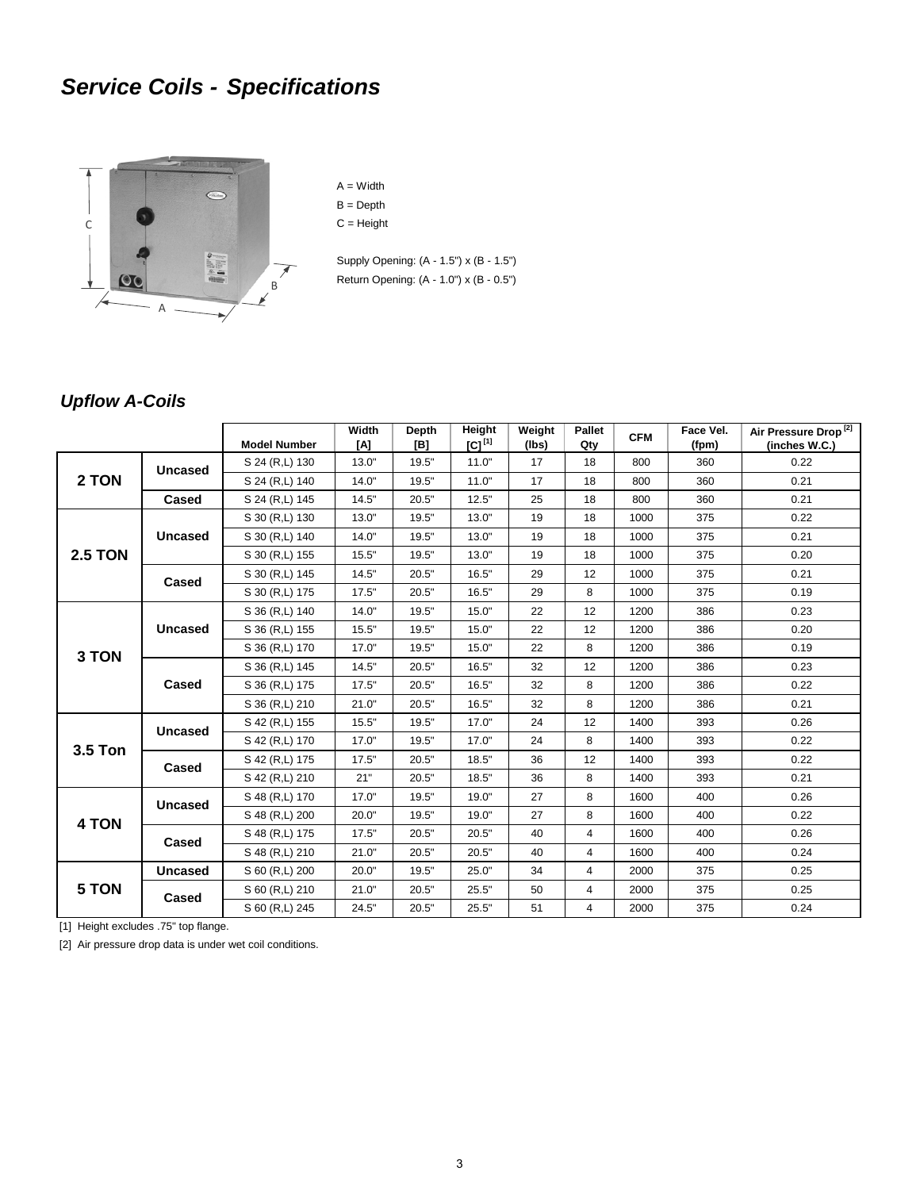# *Service Coils - Specifications*

A = Width
B = Depth
C = Height

Supply Opening: (A - 1.5") x (B - 1.5")
Return Opening: (A - 1.0") x (B - 0.5")

## *Upflow A-Coils*

| | | Model Number | Width [A] | Depth [B] | Height [C] [1] | Weight (lbs) | Pallet Qty | CFM | Face Vel. (fpm) | Air Pressure Drop [2] (inches W.C.) |
|---|---|---|---|---|---|---|---|---|---|---|
| **2 TON** | **Uncased** | S 24 (R,L) 130 | 13.0" | 19.5" | 11.0" | 17 | 18 | 800 | 360 | 0.22 |
| | | S 24 (R,L) 140 | 14.0" | 19.5" | 11.0" | 17 | 18 | 800 | 360 | 0.21 |
| | **Cased** | S 24 (R,L) 145 | 14.5" | 20.5" | 12.5" | 25 | 18 | 800 | 360 | 0.21 |
| **2.5 TON** | **Uncased** | S 30 (R,L) 130 | 13.0" | 19.5" | 13.0" | 19 | 18 | 1000 | 375 | 0.22 |
| | | S 30 (R,L) 140 | 14.0" | 19.5" | 13.0" | 19 | 18 | 1000 | 375 | 0.21 |
| | | S 30 (R,L) 155 | 15.5" | 19.5" | 13.0" | 19 | 18 | 1000 | 375 | 0.20 |
| | **Cased** | S 30 (R,L) 145 | 14.5" | 20.5" | 16.5" | 29 | 12 | 1000 | 375 | 0.21 |
| | | S 30 (R,L) 175 | 17.5" | 20.5" | 16.5" | 29 | 8 | 1000 | 375 | 0.19 |
| **3 TON** | **Uncased** | S 36 (R,L) 140 | 14.0" | 19.5" | 15.0" | 22 | 12 | 1200 | 386 | 0.23 |
| | | S 36 (R,L) 155 | 15.5" | 19.5" | 15.0" | 22 | 12 | 1200 | 386 | 0.20 |
| | | S 36 (R,L) 170 | 17.0" | 19.5" | 15.0" | 22 | 8 | 1200 | 386 | 0.19 |
| | **Cased** | S 36 (R,L) 145 | 14.5" | 20.5" | 16.5" | 32 | 12 | 1200 | 386 | 0.23 |
| | | S 36 (R,L) 175 | 17.5" | 20.5" | 16.5" | 32 | 8 | 1200 | 386 | 0.22 |
| | | S 36 (R,L) 210 | 21.0" | 20.5" | 16.5" | 32 | 8 | 1200 | 386 | 0.21 |
| **3.5 Ton** | **Uncased** | S 42 (R,L) 155 | 15.5" | 19.5" | 17.0" | 24 | 12 | 1400 | 393 | 0.26 |
| | | S 42 (R,L) 170 | 17.0" | 19.5" | 17.0" | 24 | 8 | 1400 | 393 | 0.22 |
| | **Cased** | S 42 (R,L) 175 | 17.5" | 20.5" | 18.5" | 36 | 12 | 1400 | 393 | 0.22 |
| | | S 42 (R,L) 210 | 21" | 20.5" | 18.5" | 36 | 8 | 1400 | 393 | 0.21 |
| **4 TON** | **Uncased** | S 48 (R,L) 170 | 17.0" | 19.5" | 19.0" | 27 | 8 | 1600 | 400 | 0.26 |
| | | S 48 (R,L) 200 | 20.0" | 19.5" | 19.0" | 27 | 8 | 1600 | 400 | 0.22 |
| | **Cased** | S 48 (R,L) 175 | 17.5" | 20.5" | 20.5" | 40 | 4 | 1600 | 400 | 0.26 |
| | | S 48 (R,L) 210 | 21.0" | 20.5" | 20.5" | 40 | 4 | 1600 | 400 | 0.24 |
| **5 TON** | **Uncased** | S 60 (R,L) 200 | 20.0" | 19.5" | 25.0" | 34 | 4 | 2000 | 375 | 0.25 |
| | **Cased** | S 60 (R,L) 210 | 21.0" | 20.5" | 25.5" | 50 | 4 | 2000 | 375 | 0.25 |
| | | S 60 (R,L) 245 | 24.5" | 20.5" | 25.5" | 51 | 4 | 2000 | 375 | 0.24 |

[1] Height excludes .75" top flange.

[2] Air pressure drop data is under wet coil conditions.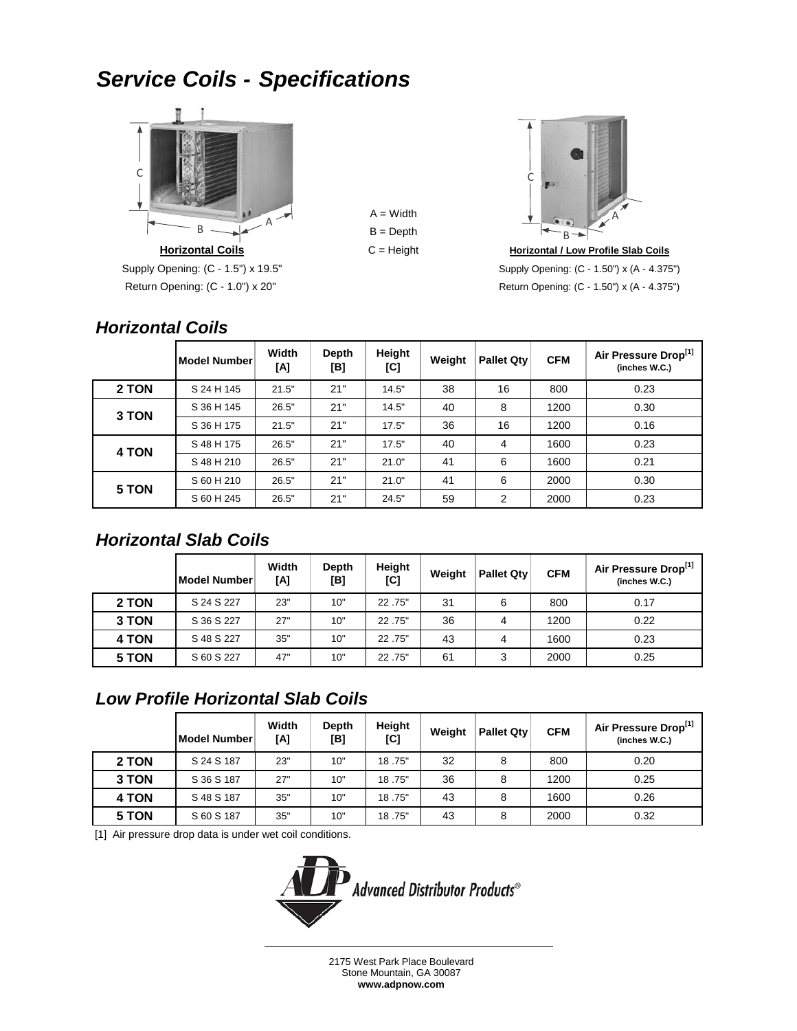# Service Coils - Specifications

A = Width
B = Depth
C = Height

**Horizontal Coils**

Supply Opening: (C - 1.5") x 19.5"

Return Opening: (C - 1.0") x 20"

**Horizontal / Low Profile Slab Coils**

Supply Opening: (C - 1.50") x (A - 4.375")

Return Opening: (C - 1.50") x (A - 4.375")

## Horizontal Coils

| | Model Number | Width [A] | Depth [B] | Height [C] | Weight | Pallet Qty | CFM | Air Pressure Drop[1] (inches W.C.) |
|---|---|---|---|---|---|---|---|---|
| 2 TON | S 24 H 145 | 21.5" | 21" | 14.5" | 38 | 16 | 800 | 0.23 |
| 3 TON | S 36 H 145 | 26.5" | 21" | 14.5" | 40 | 8 | 1200 | 0.30 |
| | S 36 H 175 | 21.5" | 21" | 17.5" | 36 | 16 | 1200 | 0.16 |
| 4 TON | S 48 H 175 | 26.5" | 21" | 17.5" | 40 | 4 | 1600 | 0.23 |
| | S 48 H 210 | 26.5" | 21" | 21.0" | 41 | 6 | 1600 | 0.21 |
| 5 TON | S 60 H 210 | 26.5" | 21" | 21.0" | 41 | 6 | 2000 | 0.30 |
| | S 60 H 245 | 26.5" | 21" | 24.5" | 59 | 2 | 2000 | 0.23 |

## Horizontal Slab Coils

| | Model Number | Width [A] | Depth [B] | Height [C] | Weight | Pallet Qty | CFM | Air Pressure Drop[1] (inches W.C.) |
|---|---|---|---|---|---|---|---|---|
| 2 TON | S 24 S 227 | 23" | 10" | 22 .75" | 31 | 6 | 800 | 0.17 |
| 3 TON | S 36 S 227 | 27" | 10" | 22 .75" | 36 | 4 | 1200 | 0.22 |
| 4 TON | S 48 S 227 | 35" | 10" | 22 .75" | 43 | 4 | 1600 | 0.23 |
| 5 TON | S 60 S 227 | 47" | 10" | 22 .75" | 61 | 3 | 2000 | 0.25 |

## Low Profile Horizontal Slab Coils

| | Model Number | Width [A] | Depth [B] | Height [C] | Weight | Pallet Qty | CFM | Air Pressure Drop[1] (inches W.C.) |
|---|---|---|---|---|---|---|---|---|
| 2 TON | S 24 S 187 | 23" | 10" | 18 .75" | 32 | 8 | 800 | 0.20 |
| 3 TON | S 36 S 187 | 27" | 10" | 18 .75" | 36 | 8 | 1200 | 0.25 |
| 4 TON | S 48 S 187 | 35" | 10" | 18 .75" | 43 | 8 | 1600 | 0.26 |
| 5 TON | S 60 S 187 | 35" | 10" | 18 .75" | 43 | 8 | 2000 | 0.32 |

[1] Air pressure drop data is under wet coil conditions.

Advanced Distributor Products®

2175 West Park Place Boulevard
Stone Mountain, GA 30087
**www.adpnow.com**